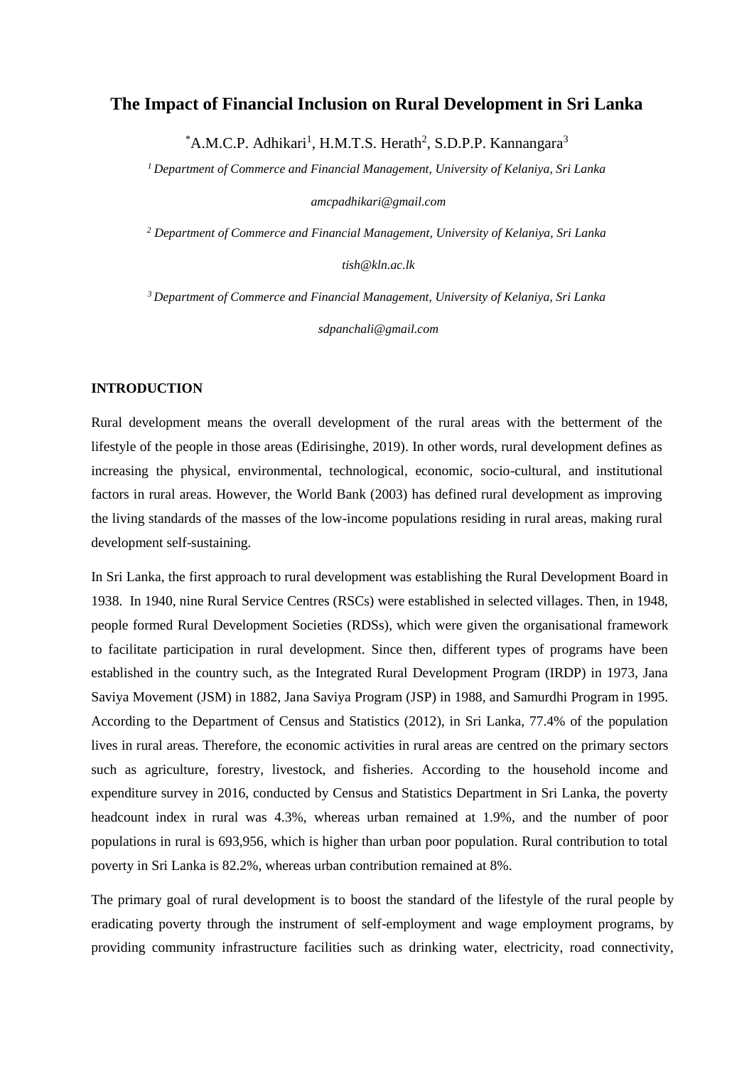# The Impact of Financial Inclusion on Rural Development in Sri Lanka

*A.M.C.P. Adhikari[1], H.M.T.S. Herath[2], S.D.P.P. Kannangara[3]

[1] *Department of Commerce and Financial Management, University of Kelaniya, Sri Lanka*

*amcpadhikari@gmail.com*

[2] *Department of Commerce and Financial Management, University of Kelaniya, Sri Lanka*

*tish@kln.ac.lk*

[3] *Department of Commerce and Financial Management, University of Kelaniya, Sri Lanka*

*sdpanchali@gmail.com*

## INTRODUCTION

Rural development means the overall development of the rural areas with the betterment of the lifestyle of the people in those areas (Edirisinghe, 2019). In other words, rural development defines as increasing the physical, environmental, technological, economic, socio-cultural, and institutional factors in rural areas. However, the World Bank (2003) has defined rural development as improving the living standards of the masses of the low-income populations residing in rural areas, making rural development self-sustaining.

In Sri Lanka, the first approach to rural development was establishing the Rural Development Board in 1938. In 1940, nine Rural Service Centres (RSCs) were established in selected villages. Then, in 1948, people formed Rural Development Societies (RDSs), which were given the organisational framework to facilitate participation in rural development. Since then, different types of programs have been established in the country such, as the Integrated Rural Development Program (IRDP) in 1973, Jana Saviya Movement (JSM) in 1882, Jana Saviya Program (JSP) in 1988, and Samurdhi Program in 1995. According to the Department of Census and Statistics (2012), in Sri Lanka, 77.4% of the population lives in rural areas. Therefore, the economic activities in rural areas are centred on the primary sectors such as agriculture, forestry, livestock, and fisheries. According to the household income and expenditure survey in 2016, conducted by Census and Statistics Department in Sri Lanka, the poverty headcount index in rural was 4.3%, whereas urban remained at 1.9%, and the number of poor populations in rural is 693,956, which is higher than urban poor population. Rural contribution to total poverty in Sri Lanka is 82.2%, whereas urban contribution remained at 8%.

The primary goal of rural development is to boost the standard of the lifestyle of the rural people by eradicating poverty through the instrument of self-employment and wage employment programs, by providing community infrastructure facilities such as drinking water, electricity, road connectivity,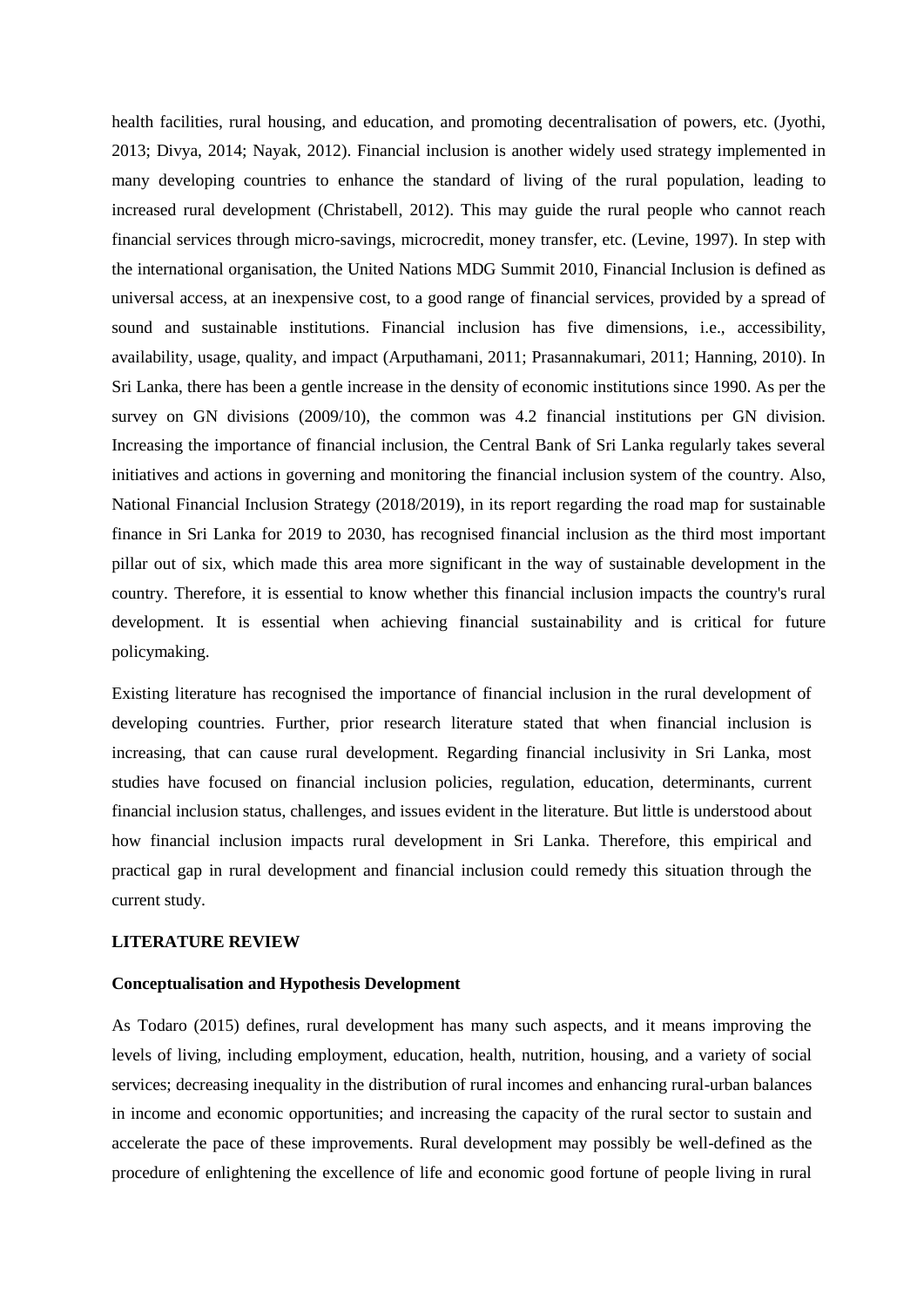health facilities, rural housing, and education, and promoting decentralisation of powers, etc. (Jyothi, 2013; Divya, 2014; Nayak, 2012). Financial inclusion is another widely used strategy implemented in many developing countries to enhance the standard of living of the rural population, leading to increased rural development (Christabell, 2012). This may guide the rural people who cannot reach financial services through micro-savings, microcredit, money transfer, etc. (Levine, 1997). In step with the international organisation, the United Nations MDG Summit 2010, Financial Inclusion is defined as universal access, at an inexpensive cost, to a good range of financial services, provided by a spread of sound and sustainable institutions. Financial inclusion has five dimensions, i.e., accessibility, availability, usage, quality, and impact (Arputhamani, 2011; Prasannakumari, 2011; Hanning, 2010). In Sri Lanka, there has been a gentle increase in the density of economic institutions since 1990. As per the survey on GN divisions (2009/10), the common was 4.2 financial institutions per GN division. Increasing the importance of financial inclusion, the Central Bank of Sri Lanka regularly takes several initiatives and actions in governing and monitoring the financial inclusion system of the country. Also, National Financial Inclusion Strategy (2018/2019), in its report regarding the road map for sustainable finance in Sri Lanka for 2019 to 2030, has recognised financial inclusion as the third most important pillar out of six, which made this area more significant in the way of sustainable development in the country. Therefore, it is essential to know whether this financial inclusion impacts the country's rural development. It is essential when achieving financial sustainability and is critical for future policymaking.

Existing literature has recognised the importance of financial inclusion in the rural development of developing countries. Further, prior research literature stated that when financial inclusion is increasing, that can cause rural development. Regarding financial inclusivity in Sri Lanka, most studies have focused on financial inclusion policies, regulation, education, determinants, current financial inclusion status, challenges, and issues evident in the literature. But little is understood about how financial inclusion impacts rural development in Sri Lanka. Therefore, this empirical and practical gap in rural development and financial inclusion could remedy this situation through the current study.

## LITERATURE REVIEW

### Conceptualisation and Hypothesis Development

As Todaro (2015) defines, rural development has many such aspects, and it means improving the levels of living, including employment, education, health, nutrition, housing, and a variety of social services; decreasing inequality in the distribution of rural incomes and enhancing rural-urban balances in income and economic opportunities; and increasing the capacity of the rural sector to sustain and accelerate the pace of these improvements. Rural development may possibly be well-defined as the procedure of enlightening the excellence of life and economic good fortune of people living in rural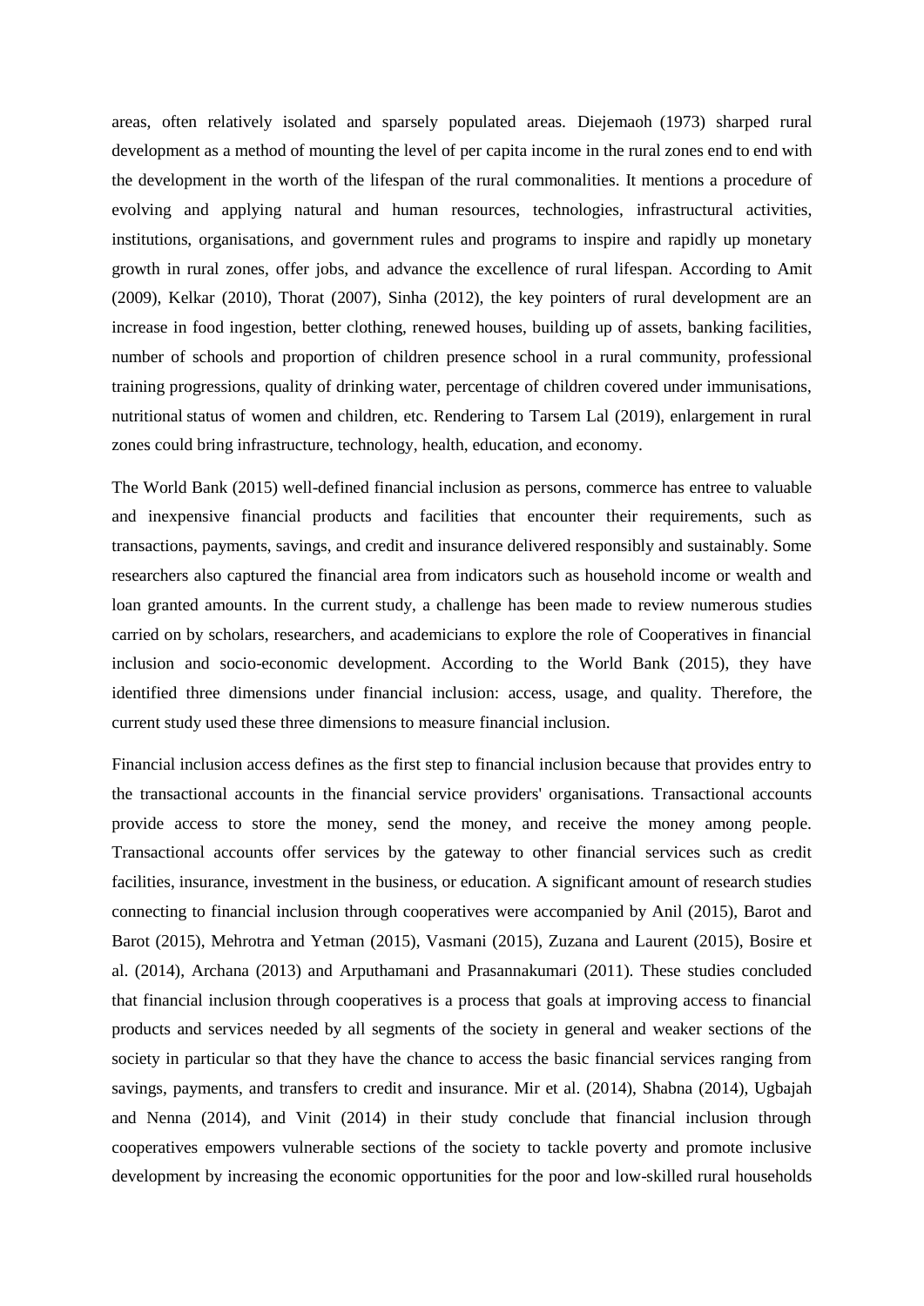areas, often relatively isolated and sparsely populated areas. Diejemaoh (1973) sharped rural development as a method of mounting the level of per capita income in the rural zones end to end with the development in the worth of the lifespan of the rural commonalities. It mentions a procedure of evolving and applying natural and human resources, technologies, infrastructural activities, institutions, organisations, and government rules and programs to inspire and rapidly up monetary growth in rural zones, offer jobs, and advance the excellence of rural lifespan. According to Amit (2009), Kelkar (2010), Thorat (2007), Sinha (2012), the key pointers of rural development are an increase in food ingestion, better clothing, renewed houses, building up of assets, banking facilities, number of schools and proportion of children presence school in a rural community, professional training progressions, quality of drinking water, percentage of children covered under immunisations, nutritional status of women and children, etc. Rendering to Tarsem Lal (2019), enlargement in rural zones could bring infrastructure, technology, health, education, and economy.

The World Bank (2015) well-defined financial inclusion as persons, commerce has entree to valuable and inexpensive financial products and facilities that encounter their requirements, such as transactions, payments, savings, and credit and insurance delivered responsibly and sustainably. Some researchers also captured the financial area from indicators such as household income or wealth and loan granted amounts. In the current study, a challenge has been made to review numerous studies carried on by scholars, researchers, and academicians to explore the role of Cooperatives in financial inclusion and socio-economic development. According to the World Bank (2015), they have identified three dimensions under financial inclusion: access, usage, and quality. Therefore, the current study used these three dimensions to measure financial inclusion.

Financial inclusion access defines as the first step to financial inclusion because that provides entry to the transactional accounts in the financial service providers' organisations. Transactional accounts provide access to store the money, send the money, and receive the money among people. Transactional accounts offer services by the gateway to other financial services such as credit facilities, insurance, investment in the business, or education. A significant amount of research studies connecting to financial inclusion through cooperatives were accompanied by Anil (2015), Barot and Barot (2015), Mehrotra and Yetman (2015), Vasmani (2015), Zuzana and Laurent (2015), Bosire et al. (2014), Archana (2013) and Arputhamani and Prasannakumari (2011). These studies concluded that financial inclusion through cooperatives is a process that goals at improving access to financial products and services needed by all segments of the society in general and weaker sections of the society in particular so that they have the chance to access the basic financial services ranging from savings, payments, and transfers to credit and insurance. Mir et al. (2014), Shabna (2014), Ugbajah and Nenna (2014), and Vinit (2014) in their study conclude that financial inclusion through cooperatives empowers vulnerable sections of the society to tackle poverty and promote inclusive development by increasing the economic opportunities for the poor and low-skilled rural households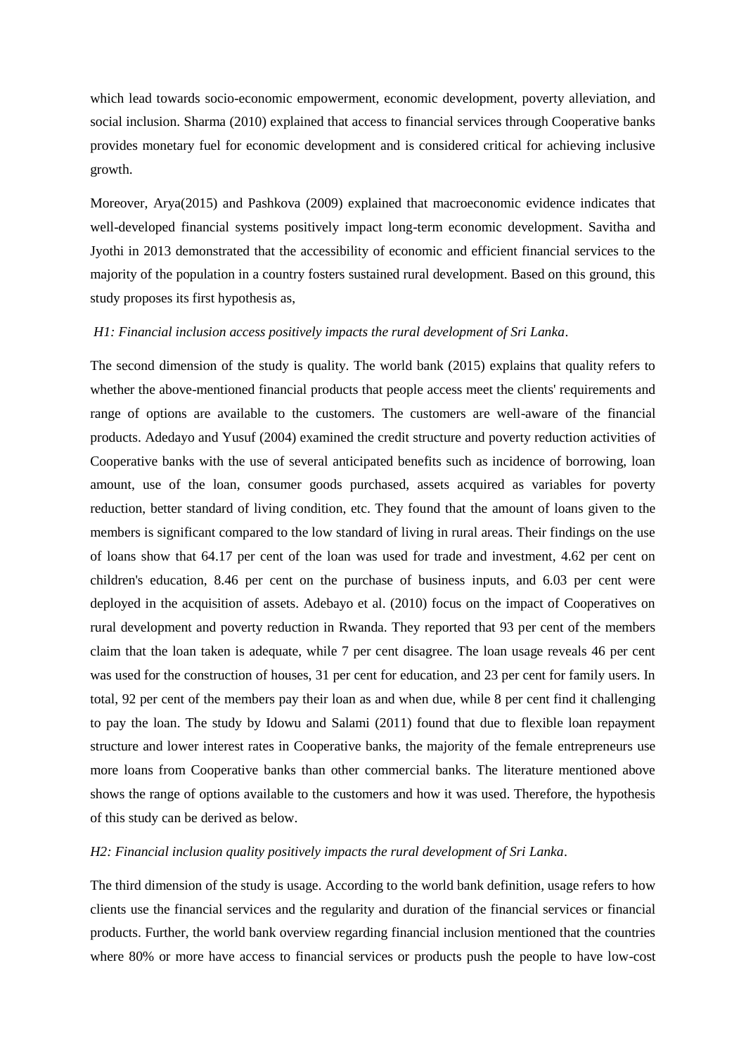which lead towards socio-economic empowerment, economic development, poverty alleviation, and social inclusion. Sharma (2010) explained that access to financial services through Cooperative banks provides monetary fuel for economic development and is considered critical for achieving inclusive growth.

Moreover, Arya(2015) and Pashkova (2009) explained that macroeconomic evidence indicates that well-developed financial systems positively impact long-term economic development. Savitha and Jyothi in 2013 demonstrated that the accessibility of economic and efficient financial services to the majority of the population in a country fosters sustained rural development. Based on this ground, this study proposes its first hypothesis as,

*H1: Financial inclusion access positively impacts the rural development of Sri Lanka*.

The second dimension of the study is quality. The world bank (2015) explains that quality refers to whether the above-mentioned financial products that people access meet the clients' requirements and range of options are available to the customers. The customers are well-aware of the financial products. Adedayo and Yusuf (2004) examined the credit structure and poverty reduction activities of Cooperative banks with the use of several anticipated benefits such as incidence of borrowing, loan amount, use of the loan, consumer goods purchased, assets acquired as variables for poverty reduction, better standard of living condition, etc. They found that the amount of loans given to the members is significant compared to the low standard of living in rural areas. Their findings on the use of loans show that 64.17 per cent of the loan was used for trade and investment, 4.62 per cent on children's education, 8.46 per cent on the purchase of business inputs, and 6.03 per cent were deployed in the acquisition of assets. Adebayo et al. (2010) focus on the impact of Cooperatives on rural development and poverty reduction in Rwanda. They reported that 93 per cent of the members claim that the loan taken is adequate, while 7 per cent disagree. The loan usage reveals 46 per cent was used for the construction of houses, 31 per cent for education, and 23 per cent for family users. In total, 92 per cent of the members pay their loan as and when due, while 8 per cent find it challenging to pay the loan. The study by Idowu and Salami (2011) found that due to flexible loan repayment structure and lower interest rates in Cooperative banks, the majority of the female entrepreneurs use more loans from Cooperative banks than other commercial banks. The literature mentioned above shows the range of options available to the customers and how it was used. Therefore, the hypothesis of this study can be derived as below.

*H2: Financial inclusion quality positively impacts the rural development of Sri Lanka*.

The third dimension of the study is usage. According to the world bank definition, usage refers to how clients use the financial services and the regularity and duration of the financial services or financial products. Further, the world bank overview regarding financial inclusion mentioned that the countries where 80% or more have access to financial services or products push the people to have low-cost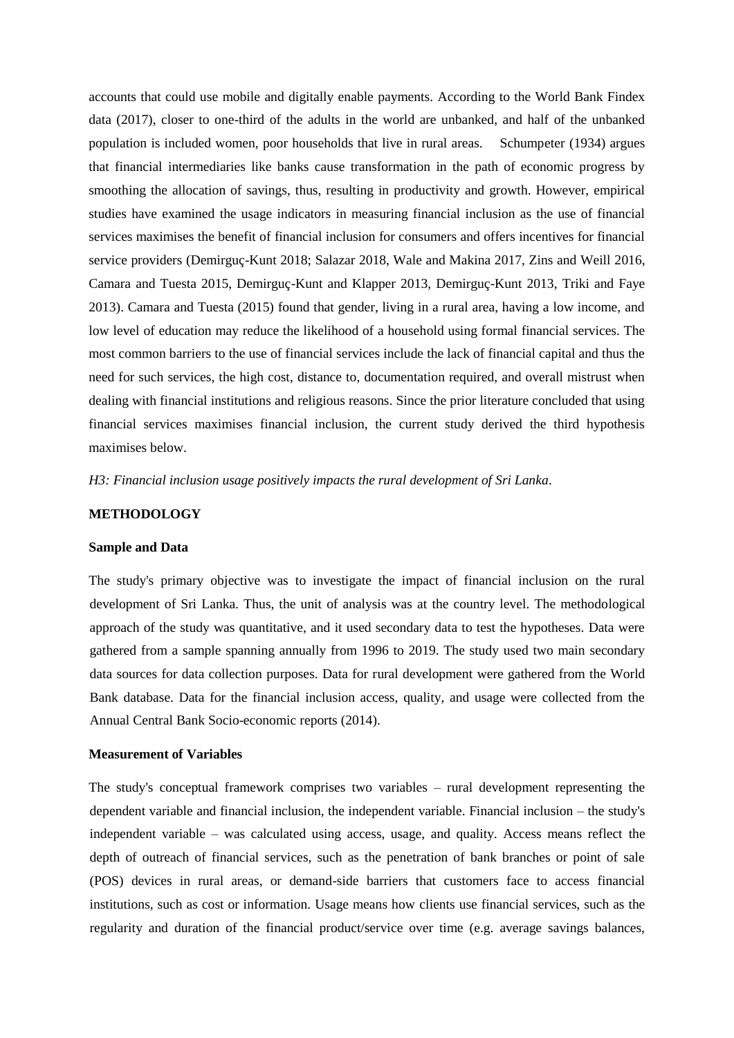accounts that could use mobile and digitally enable payments. According to the World Bank Findex data (2017), closer to one-third of the adults in the world are unbanked, and half of the unbanked population is included women, poor households that live in rural areas. Schumpeter (1934) argues that financial intermediaries like banks cause transformation in the path of economic progress by smoothing the allocation of savings, thus, resulting in productivity and growth. However, empirical studies have examined the usage indicators in measuring financial inclusion as the use of financial services maximises the benefit of financial inclusion for consumers and offers incentives for financial service providers (Demirguç-Kunt 2018; Salazar 2018, Wale and Makina 2017, Zins and Weill 2016, Camara and Tuesta 2015, Demirguç-Kunt and Klapper 2013, Demirguç-Kunt 2013, Triki and Faye 2013). Camara and Tuesta (2015) found that gender, living in a rural area, having a low income, and low level of education may reduce the likelihood of a household using formal financial services. The most common barriers to the use of financial services include the lack of financial capital and thus the need for such services, the high cost, distance to, documentation required, and overall mistrust when dealing with financial institutions and religious reasons. Since the prior literature concluded that using financial services maximises financial inclusion, the current study derived the third hypothesis maximises below.

*H3: Financial inclusion usage positively impacts the rural development of Sri Lanka*.

## METHODOLOGY

### Sample and Data

The study's primary objective was to investigate the impact of financial inclusion on the rural development of Sri Lanka. Thus, the unit of analysis was at the country level. The methodological approach of the study was quantitative, and it used secondary data to test the hypotheses. Data were gathered from a sample spanning annually from 1996 to 2019. The study used two main secondary data sources for data collection purposes. Data for rural development were gathered from the World Bank database. Data for the financial inclusion access, quality, and usage were collected from the Annual Central Bank Socio-economic reports (2014).

### Measurement of Variables

The study's conceptual framework comprises two variables – rural development representing the dependent variable and financial inclusion, the independent variable. Financial inclusion – the study's independent variable – was calculated using access, usage, and quality. Access means reflect the depth of outreach of financial services, such as the penetration of bank branches or point of sale (POS) devices in rural areas, or demand-side barriers that customers face to access financial institutions, such as cost or information. Usage means how clients use financial services, such as the regularity and duration of the financial product/service over time (e.g. average savings balances,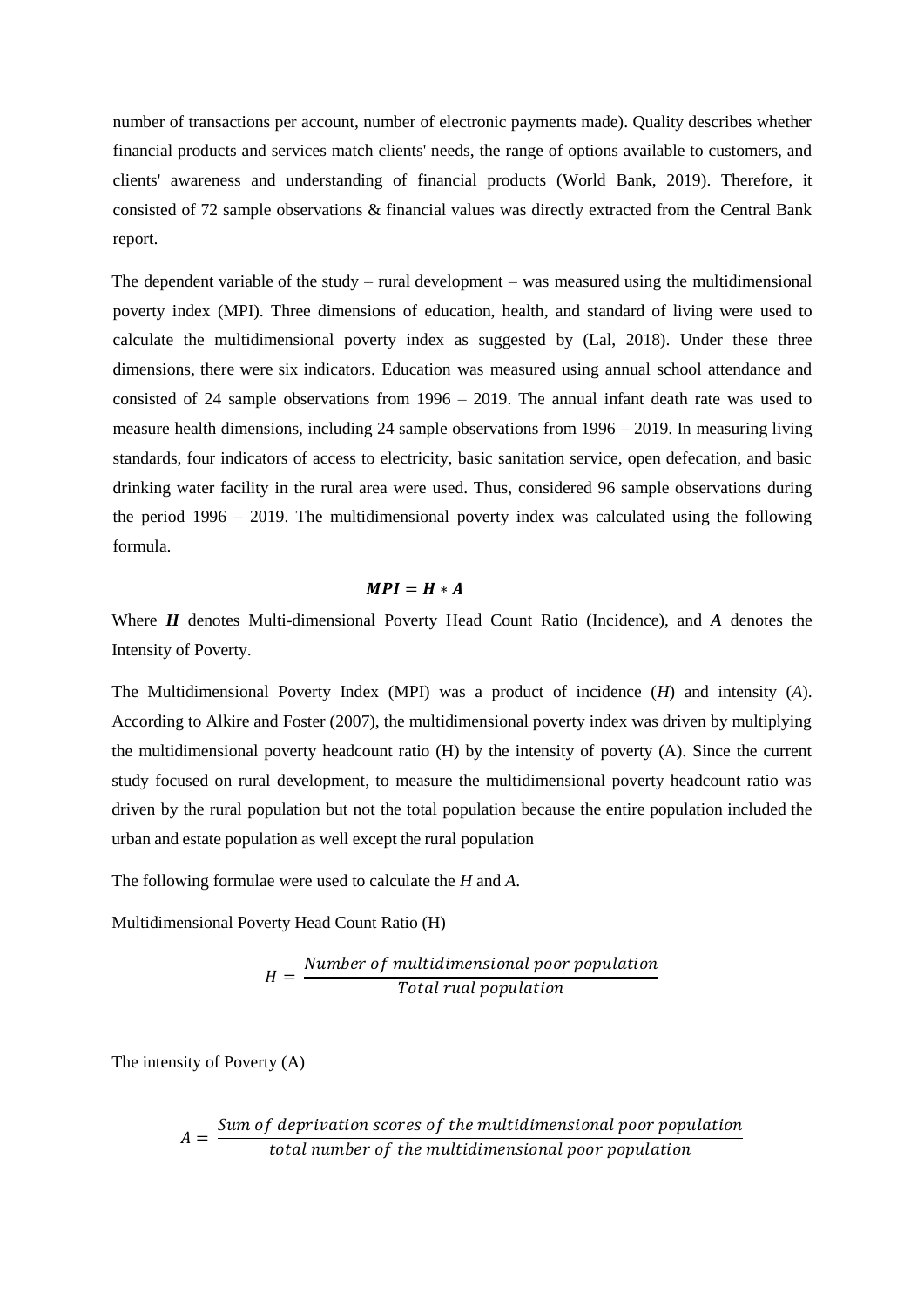number of transactions per account, number of electronic payments made). Quality describes whether financial products and services match clients' needs, the range of options available to customers, and clients' awareness and understanding of financial products (World Bank, 2019). Therefore, it consisted of 72 sample observations & financial values was directly extracted from the Central Bank report.

The dependent variable of the study – rural development – was measured using the multidimensional poverty index (MPI). Three dimensions of education, health, and standard of living were used to calculate the multidimensional poverty index as suggested by (Lal, 2018). Under these three dimensions, there were six indicators. Education was measured using annual school attendance and consisted of 24 sample observations from 1996 – 2019. The annual infant death rate was used to measure health dimensions, including 24 sample observations from 1996 – 2019. In measuring living standards, four indicators of access to electricity, basic sanitation service, open defecation, and basic drinking water facility in the rural area were used. Thus, considered 96 sample observations during the period 1996 – 2019. The multidimensional poverty index was calculated using the following formula.

$$\boldsymbol{MPI = H * A}$$

Where $\boldsymbol{H}$ denotes Multi-dimensional Poverty Head Count Ratio (Incidence), and $\boldsymbol{A}$ denotes the Intensity of Poverty.

The Multidimensional Poverty Index (MPI) was a product of incidence ($H$) and intensity ($A$). According to Alkire and Foster (2007), the multidimensional poverty index was driven by multiplying the multidimensional poverty headcount ratio (H) by the intensity of poverty (A). Since the current study focused on rural development, to measure the multidimensional poverty headcount ratio was driven by the rural population but not the total population because the entire population included the urban and estate population as well except the rural population

The following formulae were used to calculate the $H$ and $A$.

Multidimensional Poverty Head Count Ratio (H)

$$H = \frac{Number\ of\ multidimensional\ poor\ population}{Total\ rual\ population}$$

The intensity of Poverty (A)

$$A = \frac{Sum\ of\ deprivation\ scores\ of\ the\ multidimensional\ poor\ population}{total\ number\ of\ the\ multidimensional\ poor\ population}$$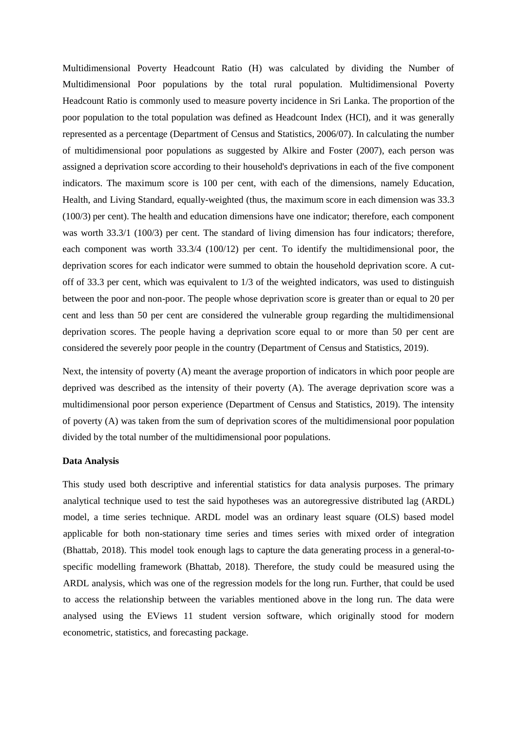Multidimensional Poverty Headcount Ratio (H) was calculated by dividing the Number of Multidimensional Poor populations by the total rural population. Multidimensional Poverty Headcount Ratio is commonly used to measure poverty incidence in Sri Lanka. The proportion of the poor population to the total population was defined as Headcount Index (HCI), and it was generally represented as a percentage (Department of Census and Statistics, 2006/07). In calculating the number of multidimensional poor populations as suggested by Alkire and Foster (2007), each person was assigned a deprivation score according to their household's deprivations in each of the five component indicators. The maximum score is 100 per cent, with each of the dimensions, namely Education, Health, and Living Standard, equally-weighted (thus, the maximum score in each dimension was 33.3 (100/3) per cent). The health and education dimensions have one indicator; therefore, each component was worth 33.3/1 (100/3) per cent. The standard of living dimension has four indicators; therefore, each component was worth 33.3/4 (100/12) per cent. To identify the multidimensional poor, the deprivation scores for each indicator were summed to obtain the household deprivation score. A cut-off of 33.3 per cent, which was equivalent to 1/3 of the weighted indicators, was used to distinguish between the poor and non-poor. The people whose deprivation score is greater than or equal to 20 per cent and less than 50 per cent are considered the vulnerable group regarding the multidimensional deprivation scores. The people having a deprivation score equal to or more than 50 per cent are considered the severely poor people in the country (Department of Census and Statistics, 2019).

Next, the intensity of poverty (A) meant the average proportion of indicators in which poor people are deprived was described as the intensity of their poverty (A). The average deprivation score was a multidimensional poor person experience (Department of Census and Statistics, 2019). The intensity of poverty (A) was taken from the sum of deprivation scores of the multidimensional poor population divided by the total number of the multidimensional poor populations.

**Data Analysis**

This study used both descriptive and inferential statistics for data analysis purposes. The primary analytical technique used to test the said hypotheses was an autoregressive distributed lag (ARDL) model, a time series technique. ARDL model was an ordinary least square (OLS) based model applicable for both non-stationary time series and times series with mixed order of integration (Bhattab, 2018). This model took enough lags to capture the data generating process in a general-to-specific modelling framework (Bhattab, 2018). Therefore, the study could be measured using the ARDL analysis, which was one of the regression models for the long run. Further, that could be used to access the relationship between the variables mentioned above in the long run. The data were analysed using the EViews 11 student version software, which originally stood for modern econometric, statistics, and forecasting package.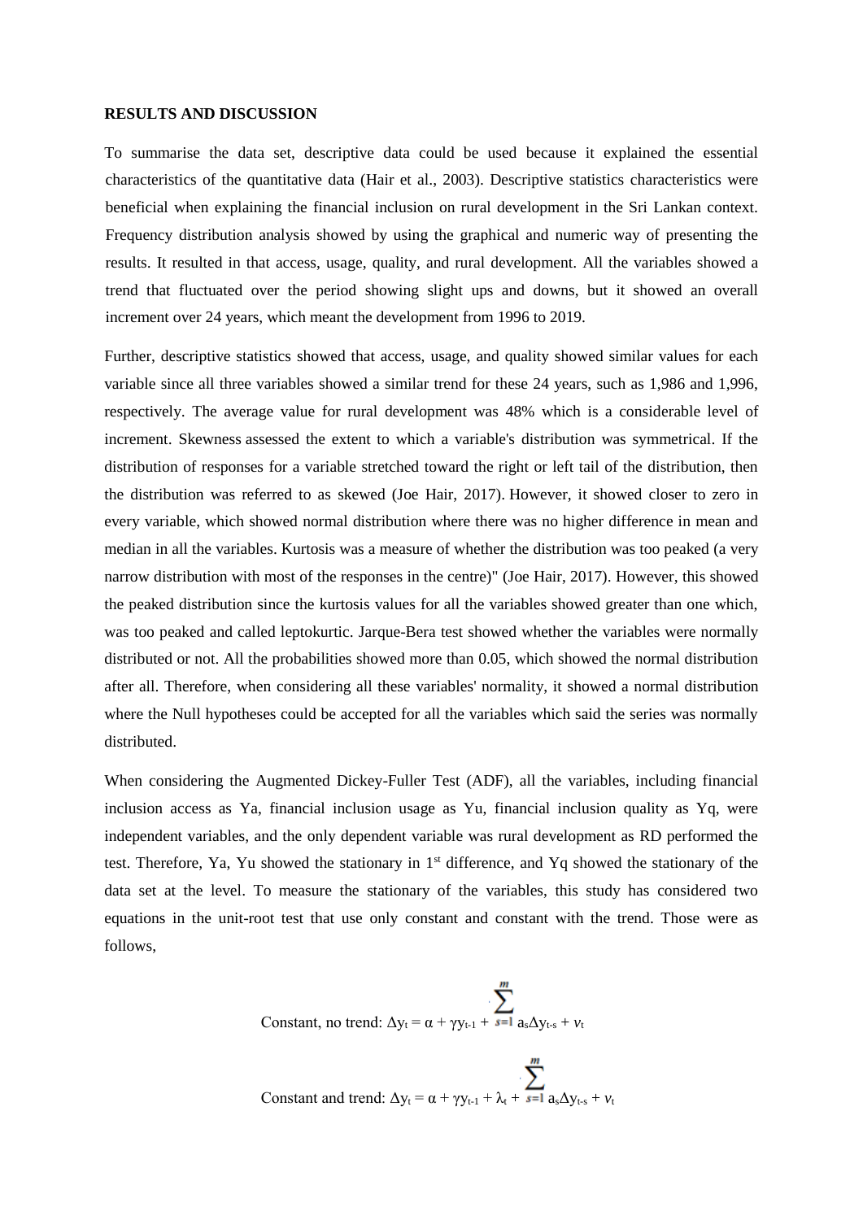**RESULTS AND DISCUSSION**

To summarise the data set, descriptive data could be used because it explained the essential characteristics of the quantitative data (Hair et al., 2003). Descriptive statistics characteristics were beneficial when explaining the financial inclusion on rural development in the Sri Lankan context. Frequency distribution analysis showed by using the graphical and numeric way of presenting the results. It resulted in that access, usage, quality, and rural development. All the variables showed a trend that fluctuated over the period showing slight ups and downs, but it showed an overall increment over 24 years, which meant the development from 1996 to 2019.

Further, descriptive statistics showed that access, usage, and quality showed similar values for each variable since all three variables showed a similar trend for these 24 years, such as 1,986 and 1,996, respectively. The average value for rural development was 48% which is a considerable level of increment. Skewness assessed the extent to which a variable's distribution was symmetrical. If the distribution of responses for a variable stretched toward the right or left tail of the distribution, then the distribution was referred to as skewed (Joe Hair, 2017). However, it showed closer to zero in every variable, which showed normal distribution where there was no higher difference in mean and median in all the variables. Kurtosis was a measure of whether the distribution was too peaked (a very narrow distribution with most of the responses in the centre)" (Joe Hair, 2017). However, this showed the peaked distribution since the kurtosis values for all the variables showed greater than one which, was too peaked and called leptokurtic. Jarque-Bera test showed whether the variables were normally distributed or not. All the probabilities showed more than 0.05, which showed the normal distribution after all. Therefore, when considering all these variables' normality, it showed a normal distribution where the Null hypotheses could be accepted for all the variables which said the series was normally distributed.

When considering the Augmented Dickey-Fuller Test (ADF), all the variables, including financial inclusion access as Ya, financial inclusion usage as Yu, financial inclusion quality as Yq, were independent variables, and the only dependent variable was rural development as RD performed the test. Therefore, Ya, Yu showed the stationary in 1st difference, and Yq showed the stationary of the data set at the level. To measure the stationary of the variables, this study has considered two equations in the unit-root test that use only constant and constant with the trend. Those were as follows,

$$\text{Constant, no trend: } \Delta y_t = \alpha + \gamma y_{t-1} + \sum_{s=1}^{m} a_s \Delta y_{t-s} + v_t$$

$$\text{Constant and trend: } \Delta y_t = \alpha + \gamma y_{t-1} + \lambda_t + \sum_{s=1}^{m} a_s \Delta y_{t-s} + v_t$$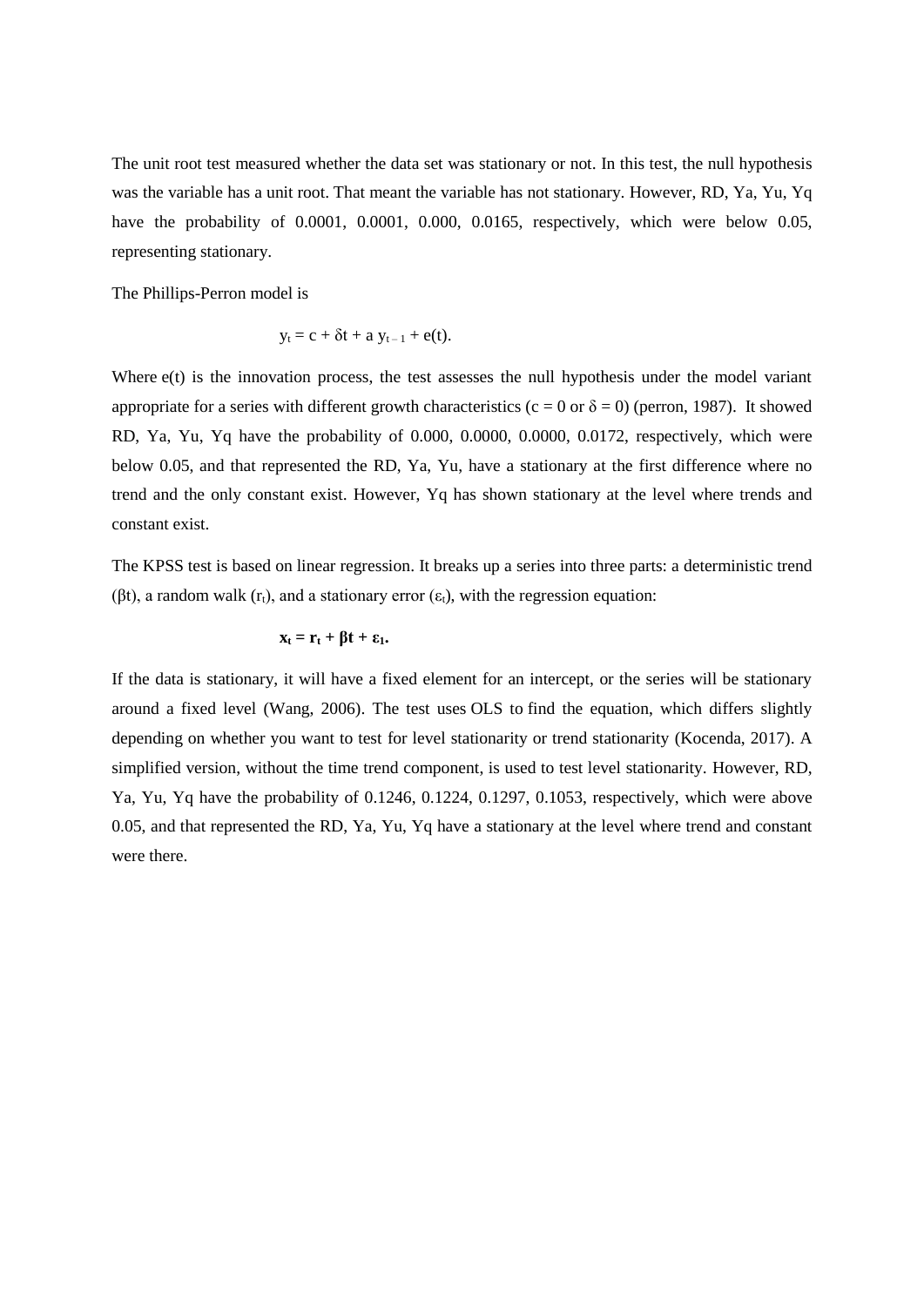The unit root test measured whether the data set was stationary or not. In this test, the null hypothesis was the variable has a unit root. That meant the variable has not stationary. However, RD, Ya, Yu, Yq have the probability of 0.0001, 0.0001, 0.000, 0.0165, respectively, which were below 0.05, representing stationary.

The Phillips-Perron model is

$$y_t = c + \delta t + a\, y_{t-1} + e(t).$$

Where e(t) is the innovation process, the test assesses the null hypothesis under the model variant appropriate for a series with different growth characteristics ($c = 0$ or $\delta = 0$) (perron, 1987). It showed RD, Ya, Yu, Yq have the probability of 0.000, 0.0000, 0.0000, 0.0172, respectively, which were below 0.05, and that represented the RD, Ya, Yu, have a stationary at the first difference where no trend and the only constant exist. However, Yq has shown stationary at the level where trends and constant exist.

The KPSS test is based on linear regression. It breaks up a series into three parts: a deterministic trend ($\beta t$), a random walk ($r_t$), and a stationary error ($\varepsilon_t$), with the regression equation:

$$\mathbf{x_t = r_t + \beta t + \varepsilon_1.}$$

If the data is stationary, it will have a fixed element for an intercept, or the series will be stationary around a fixed level (Wang, 2006). The test uses OLS to find the equation, which differs slightly depending on whether you want to test for level stationarity or trend stationarity (Kocenda, 2017). A simplified version, without the time trend component, is used to test level stationarity. However, RD, Ya, Yu, Yq have the probability of 0.1246, 0.1224, 0.1297, 0.1053, respectively, which were above 0.05, and that represented the RD, Ya, Yu, Yq have a stationary at the level where trend and constant were there.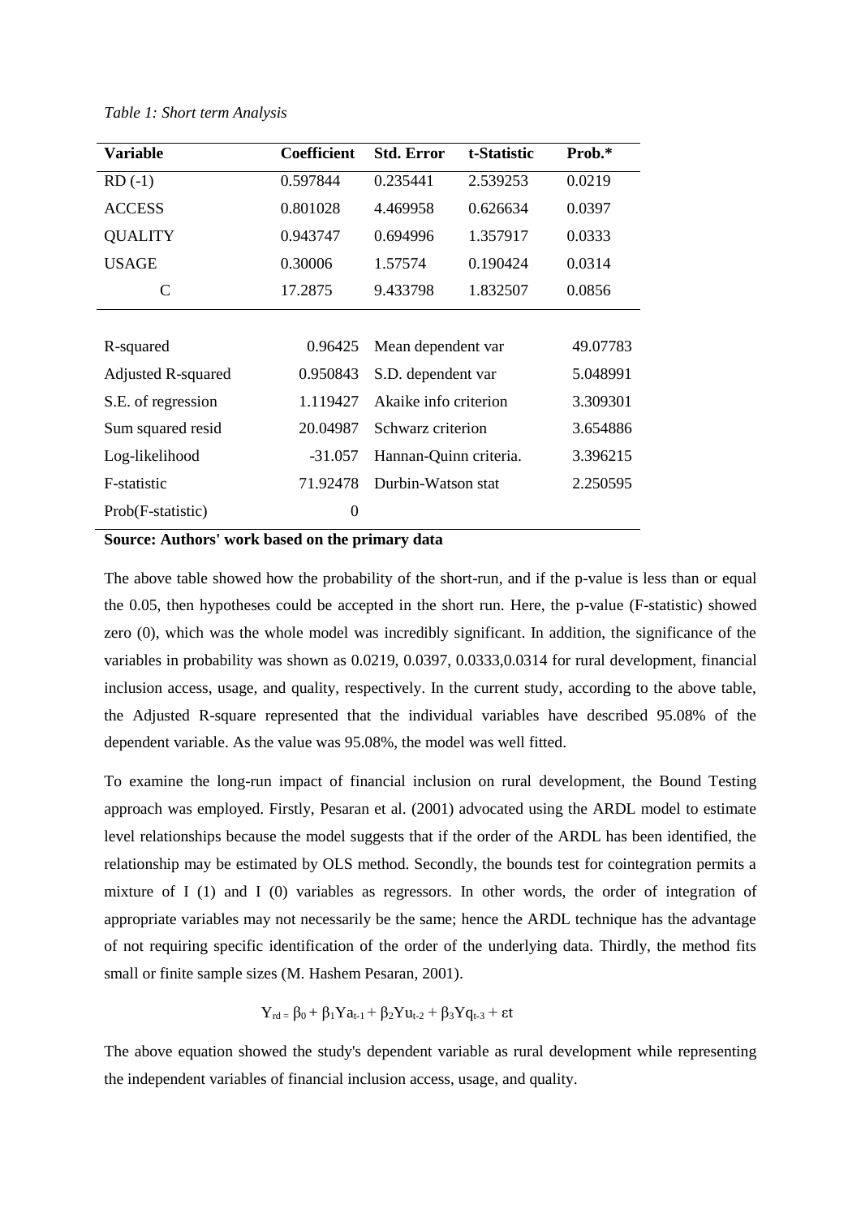*Table 1: Short term Analysis*

| Variable | Coefficient | Std. Error | t-Statistic | Prob.* |
|---|---|---|---|---|
| RD (-1) | 0.597844 | 0.235441 | 2.539253 | 0.0219 |
| ACCESS | 0.801028 | 4.469958 | 0.626634 | 0.0397 |
| QUALITY | 0.943747 | 0.694996 | 1.357917 | 0.0333 |
| USAGE | 0.30006 | 1.57574 | 0.190424 | 0.0314 |
| C | 17.2875 | 9.433798 | 1.832507 | 0.0856 |
| | | | | |
| R-squared | 0.96425 | Mean dependent var | | 49.07783 |
| Adjusted R-squared | 0.950843 | S.D. dependent var | | 5.048991 |
| S.E. of regression | 1.119427 | Akaike info criterion | | 3.309301 |
| Sum squared resid | 20.04987 | Schwarz criterion | | 3.654886 |
| Log-likelihood | -31.057 | Hannan-Quinn criteria. | | 3.396215 |
| F-statistic | 71.92478 | Durbin-Watson stat | | 2.250595 |
| Prob(F-statistic) | 0 | | | |

**Source: Authors' work based on the primary data**

The above table showed how the probability of the short-run, and if the p-value is less than or equal the 0.05, then hypotheses could be accepted in the short run. Here, the p-value (F-statistic) showed zero (0), which was the whole model was incredibly significant. In addition, the significance of the variables in probability was shown as 0.0219, 0.0397, 0.0333,0.0314 for rural development, financial inclusion access, usage, and quality, respectively. In the current study, according to the above table, the Adjusted R-square represented that the individual variables have described 95.08% of the dependent variable. As the value was 95.08%, the model was well fitted.

To examine the long-run impact of financial inclusion on rural development, the Bound Testing approach was employed. Firstly, Pesaran et al. (2001) advocated using the ARDL model to estimate level relationships because the model suggests that if the order of the ARDL has been identified, the relationship may be estimated by OLS method. Secondly, the bounds test for cointegration permits a mixture of I (1) and I (0) variables as regressors. In other words, the order of integration of appropriate variables may not necessarily be the same; hence the ARDL technique has the advantage of not requiring specific identification of the order of the underlying data. Thirdly, the method fits small or finite sample sizes (M. Hashem Pesaran, 2001).

$$Y_{rd} = \beta_0 + \beta_1 Ya_{t-1} + \beta_2 Yu_{t-2} + \beta_3 Yq_{t-3} + \varepsilon t$$

The above equation showed the study's dependent variable as rural development while representing the independent variables of financial inclusion access, usage, and quality.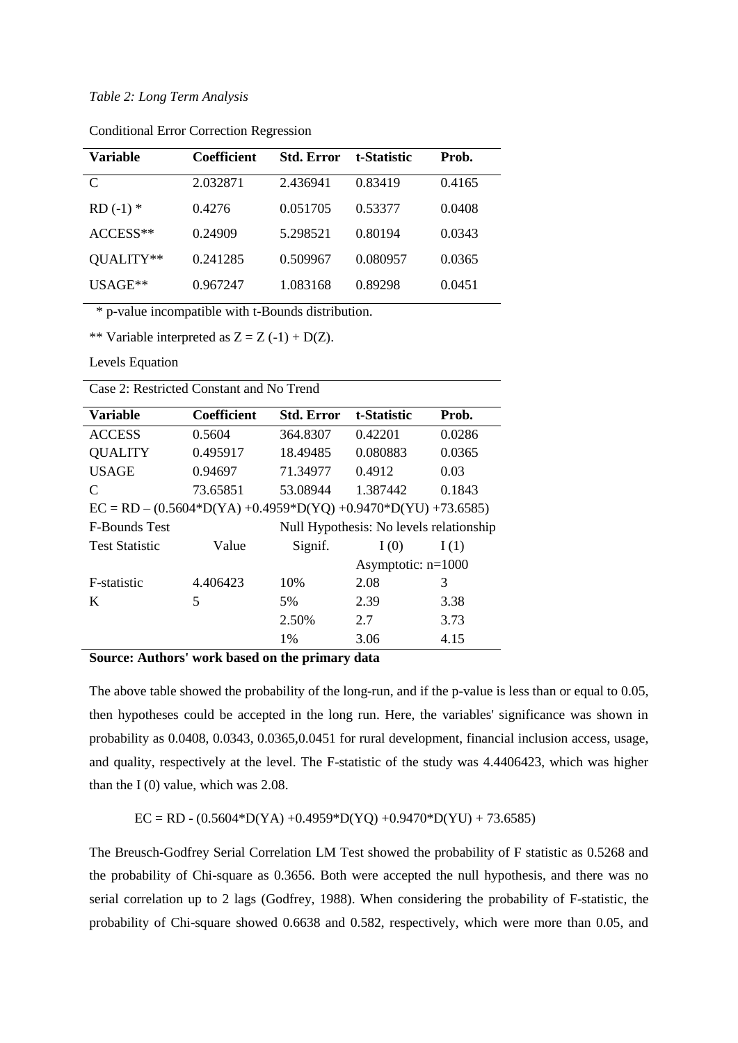*Table 2: Long Term Analysis*

Conditional Error Correction Regression

| Variable | Coefficient | Std. Error | t-Statistic | Prob. |
|---|---|---|---|---|
| C | 2.032871 | 2.436941 | 0.83419 | 0.4165 |
| RD (-1) * | 0.4276 | 0.051705 | 0.53377 | 0.0408 |
| ACCESS** | 0.24909 | 5.298521 | 0.80194 | 0.0343 |
| QUALITY** | 0.241285 | 0.509967 | 0.080957 | 0.0365 |
| USAGE** | 0.967247 | 1.083168 | 0.89298 | 0.0451 |

\* p-value incompatible with t-Bounds distribution.

** Variable interpreted as Z = Z (-1) + D(Z).

Levels Equation

| Case 2: Restricted Constant and No Trend | | | | |
|---|---|---|---|---|
| **Variable** | **Coefficient** | **Std. Error** | **t-Statistic** | **Prob.** |
| ACCESS | 0.5604 | 364.8307 | 0.42201 | 0.0286 |
| QUALITY | 0.495917 | 18.49485 | 0.080883 | 0.0365 |
| USAGE | 0.94697 | 71.34977 | 0.4912 | 0.03 |
| C | 73.65851 | 53.08944 | 1.387442 | 0.1843 |
| EC = RD – (0.5604*D(YA) +0.4959*D(YQ) +0.9470*D(YU) +73.6585) | | | | |
| F-Bounds Test | | Null Hypothesis: No levels relationship | | |
| Test Statistic | Value | Signif. | I (0) | I (1) |
| | | | Asymptotic: n=1000 | |
| F-statistic | 4.406423 | 10% | 2.08 | 3 |
| K | 5 | 5% | 2.39 | 3.38 |
| | | 2.50% | 2.7 | 3.73 |
| | | 1% | 3.06 | 4.15 |

**Source: Authors' work based on the primary data**

The above table showed the probability of the long-run, and if the p-value is less than or equal to 0.05, then hypotheses could be accepted in the long run. Here, the variables' significance was shown in probability as 0.0408, 0.0343, 0.0365,0.0451 for rural development, financial inclusion access, usage, and quality, respectively at the level. The F-statistic of the study was 4.4406423, which was higher than the I (0) value, which was 2.08.

EC = RD - (0.5604*D(YA) +0.4959*D(YQ) +0.9470*D(YU) + 73.6585)

The Breusch-Godfrey Serial Correlation LM Test showed the probability of F statistic as 0.5268 and the probability of Chi-square as 0.3656. Both were accepted the null hypothesis, and there was no serial correlation up to 2 lags (Godfrey, 1988). When considering the probability of F-statistic, the probability of Chi-square showed 0.6638 and 0.582, respectively, which were more than 0.05, and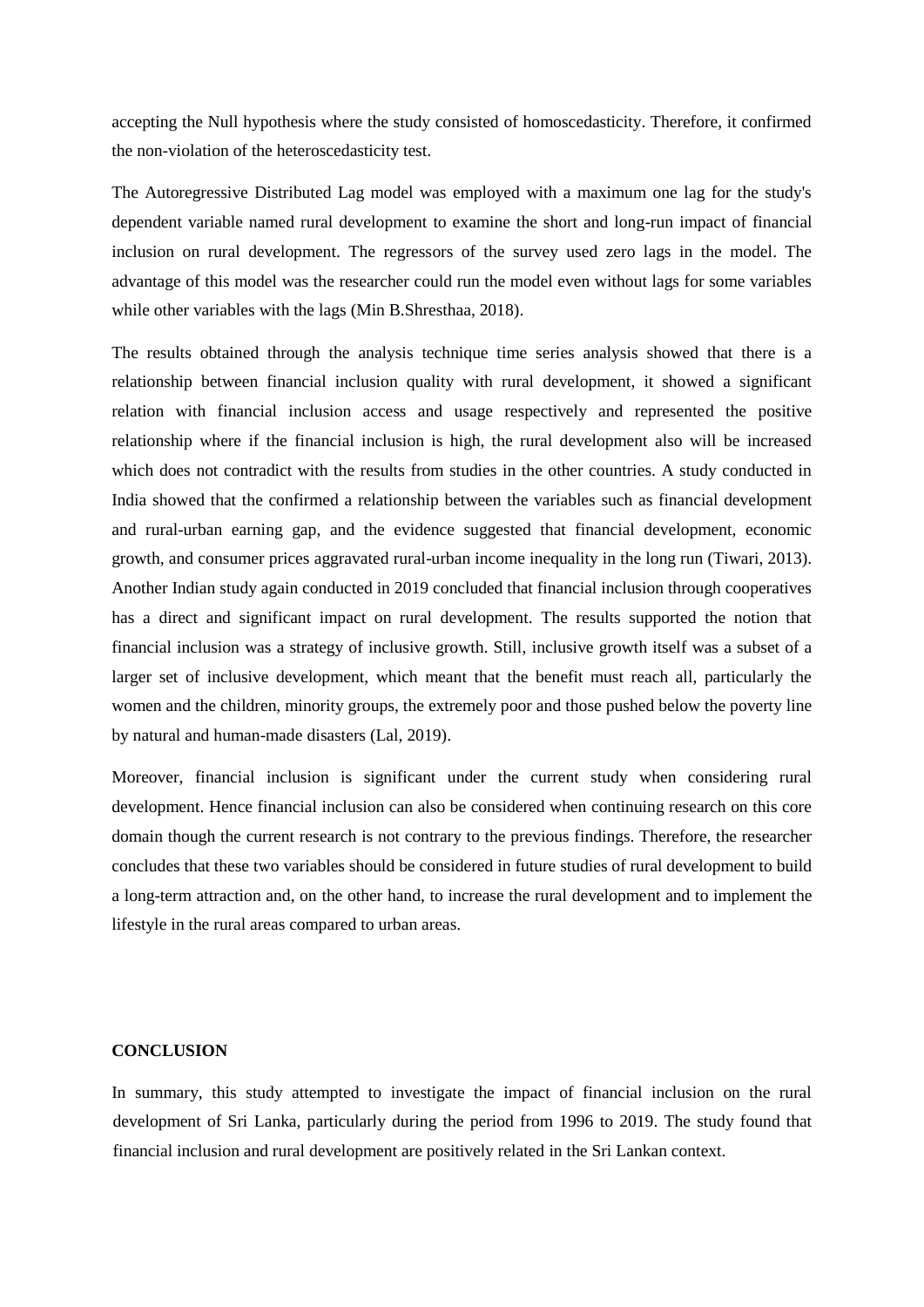accepting the Null hypothesis where the study consisted of homoscedasticity. Therefore, it confirmed the non-violation of the heteroscedasticity test.

The Autoregressive Distributed Lag model was employed with a maximum one lag for the study's dependent variable named rural development to examine the short and long-run impact of financial inclusion on rural development. The regressors of the survey used zero lags in the model. The advantage of this model was the researcher could run the model even without lags for some variables while other variables with the lags (Min B.Shresthaa, 2018).

The results obtained through the analysis technique time series analysis showed that there is a relationship between financial inclusion quality with rural development, it showed a significant relation with financial inclusion access and usage respectively and represented the positive relationship where if the financial inclusion is high, the rural development also will be increased which does not contradict with the results from studies in the other countries. A study conducted in India showed that the confirmed a relationship between the variables such as financial development and rural-urban earning gap, and the evidence suggested that financial development, economic growth, and consumer prices aggravated rural-urban income inequality in the long run (Tiwari, 2013). Another Indian study again conducted in 2019 concluded that financial inclusion through cooperatives has a direct and significant impact on rural development. The results supported the notion that financial inclusion was a strategy of inclusive growth. Still, inclusive growth itself was a subset of a larger set of inclusive development, which meant that the benefit must reach all, particularly the women and the children, minority groups, the extremely poor and those pushed below the poverty line by natural and human-made disasters (Lal, 2019).

Moreover, financial inclusion is significant under the current study when considering rural development. Hence financial inclusion can also be considered when continuing research on this core domain though the current research is not contrary to the previous findings. Therefore, the researcher concludes that these two variables should be considered in future studies of rural development to build a long-term attraction and, on the other hand, to increase the rural development and to implement the lifestyle in the rural areas compared to urban areas.

## CONCLUSION

In summary, this study attempted to investigate the impact of financial inclusion on the rural development of Sri Lanka, particularly during the period from 1996 to 2019. The study found that financial inclusion and rural development are positively related in the Sri Lankan context.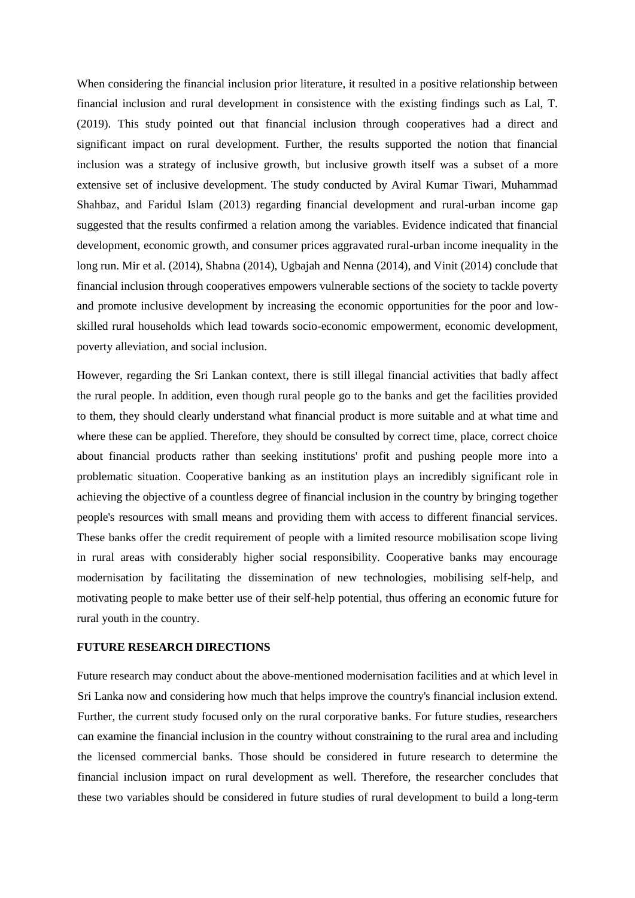When considering the financial inclusion prior literature, it resulted in a positive relationship between financial inclusion and rural development in consistence with the existing findings such as Lal, T. (2019). This study pointed out that financial inclusion through cooperatives had a direct and significant impact on rural development. Further, the results supported the notion that financial inclusion was a strategy of inclusive growth, but inclusive growth itself was a subset of a more extensive set of inclusive development. The study conducted by Aviral Kumar Tiwari, Muhammad Shahbaz, and Faridul Islam (2013) regarding financial development and rural-urban income gap suggested that the results confirmed a relation among the variables. Evidence indicated that financial development, economic growth, and consumer prices aggravated rural-urban income inequality in the long run. Mir et al. (2014), Shabna (2014), Ugbajah and Nenna (2014), and Vinit (2014) conclude that financial inclusion through cooperatives empowers vulnerable sections of the society to tackle poverty and promote inclusive development by increasing the economic opportunities for the poor and low-skilled rural households which lead towards socio-economic empowerment, economic development, poverty alleviation, and social inclusion.

However, regarding the Sri Lankan context, there is still illegal financial activities that badly affect the rural people. In addition, even though rural people go to the banks and get the facilities provided to them, they should clearly understand what financial product is more suitable and at what time and where these can be applied. Therefore, they should be consulted by correct time, place, correct choice about financial products rather than seeking institutions' profit and pushing people more into a problematic situation. Cooperative banking as an institution plays an incredibly significant role in achieving the objective of a countless degree of financial inclusion in the country by bringing together people's resources with small means and providing them with access to different financial services. These banks offer the credit requirement of people with a limited resource mobilisation scope living in rural areas with considerably higher social responsibility. Cooperative banks may encourage modernisation by facilitating the dissemination of new technologies, mobilising self-help, and motivating people to make better use of their self-help potential, thus offering an economic future for rural youth in the country.

## FUTURE RESEARCH DIRECTIONS

Future research may conduct about the above-mentioned modernisation facilities and at which level in Sri Lanka now and considering how much that helps improve the country's financial inclusion extend. Further, the current study focused only on the rural corporative banks. For future studies, researchers can examine the financial inclusion in the country without constraining to the rural area and including the licensed commercial banks. Those should be considered in future research to determine the financial inclusion impact on rural development as well. Therefore, the researcher concludes that these two variables should be considered in future studies of rural development to build a long-term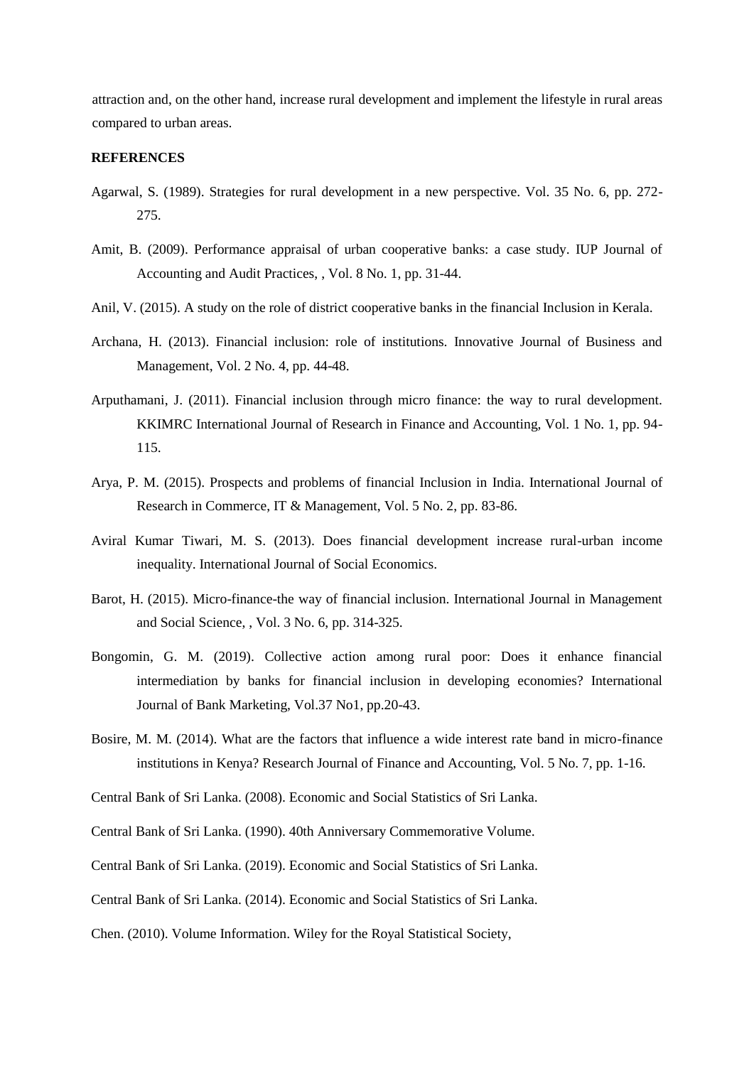attraction and, on the other hand, increase rural development and implement the lifestyle in rural areas compared to urban areas.

**REFERENCES**

Agarwal, S. (1989). Strategies for rural development in a new perspective. Vol. 35 No. 6, pp. 272-275.

Amit, B. (2009). Performance appraisal of urban cooperative banks: a case study. IUP Journal of Accounting and Audit Practices, , Vol. 8 No. 1, pp. 31-44.

Anil, V. (2015). A study on the role of district cooperative banks in the financial Inclusion in Kerala.

Archana, H. (2013). Financial inclusion: role of institutions. Innovative Journal of Business and Management, Vol. 2 No. 4, pp. 44-48.

Arputhamani, J. (2011). Financial inclusion through micro finance: the way to rural development. KKIMRC International Journal of Research in Finance and Accounting, Vol. 1 No. 1, pp. 94-115.

Arya, P. M. (2015). Prospects and problems of financial Inclusion in India. International Journal of Research in Commerce, IT & Management, Vol. 5 No. 2, pp. 83-86.

Aviral Kumar Tiwari, M. S. (2013). Does financial development increase rural-urban income inequality. International Journal of Social Economics.

Barot, H. (2015). Micro-finance-the way of financial inclusion. International Journal in Management and Social Science, , Vol. 3 No. 6, pp. 314-325.

Bongomin, G. M. (2019). Collective action among rural poor: Does it enhance financial intermediation by banks for financial inclusion in developing economies? International Journal of Bank Marketing, Vol.37 No1, pp.20-43.

Bosire, M. M. (2014). What are the factors that influence a wide interest rate band in micro-finance institutions in Kenya? Research Journal of Finance and Accounting, Vol. 5 No. 7, pp. 1-16.

Central Bank of Sri Lanka. (2008). Economic and Social Statistics of Sri Lanka.

Central Bank of Sri Lanka. (1990). 40th Anniversary Commemorative Volume.

Central Bank of Sri Lanka. (2019). Economic and Social Statistics of Sri Lanka.

Central Bank of Sri Lanka. (2014). Economic and Social Statistics of Sri Lanka.

Chen. (2010). Volume Information. Wiley for the Royal Statistical Society,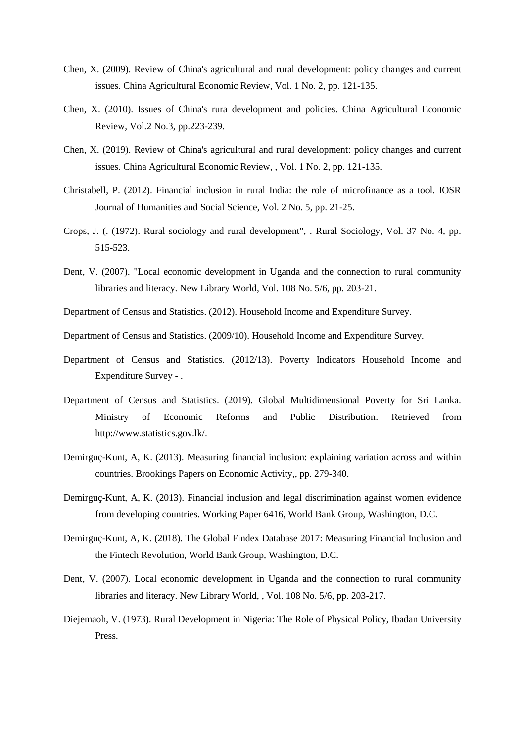Chen, X. (2009). Review of China's agricultural and rural development: policy changes and current issues. China Agricultural Economic Review, Vol. 1 No. 2, pp. 121-135.

Chen, X. (2010). Issues of China's rura development and policies. China Agricultural Economic Review, Vol.2 No.3, pp.223-239.

Chen, X. (2019). Review of China's agricultural and rural development: policy changes and current issues. China Agricultural Economic Review, , Vol. 1 No. 2, pp. 121-135.

Christabell, P. (2012). Financial inclusion in rural India: the role of microfinance as a tool. IOSR Journal of Humanities and Social Science, Vol. 2 No. 5, pp. 21-25.

Crops, J. (. (1972). Rural sociology and rural development", . Rural Sociology, Vol. 37 No. 4, pp. 515-523.

Dent, V. (2007). "Local economic development in Uganda and the connection to rural community libraries and literacy. New Library World, Vol. 108 No. 5/6, pp. 203-21.

Department of Census and Statistics. (2012). Household Income and Expenditure Survey.

Department of Census and Statistics. (2009/10). Household Income and Expenditure Survey.

Department of Census and Statistics. (2012/13). Poverty Indicators Household Income and Expenditure Survey - .

Department of Census and Statistics. (2019). Global Multidimensional Poverty for Sri Lanka. Ministry of Economic Reforms and Public Distribution. Retrieved from http://www.statistics.gov.lk/.

Demirguç-Kunt, A, K. (2013). Measuring financial inclusion: explaining variation across and within countries. Brookings Papers on Economic Activity,, pp. 279-340.

Demirguç-Kunt, A, K. (2013). Financial inclusion and legal discrimination against women evidence from developing countries. Working Paper 6416, World Bank Group, Washington, D.C.

Demirguç-Kunt, A, K. (2018). The Global Findex Database 2017: Measuring Financial Inclusion and the Fintech Revolution, World Bank Group, Washington, D.C.

Dent, V. (2007). Local economic development in Uganda and the connection to rural community libraries and literacy. New Library World, , Vol. 108 No. 5/6, pp. 203-217.

Diejemaoh, V. (1973). Rural Development in Nigeria: The Role of Physical Policy, Ibadan University Press.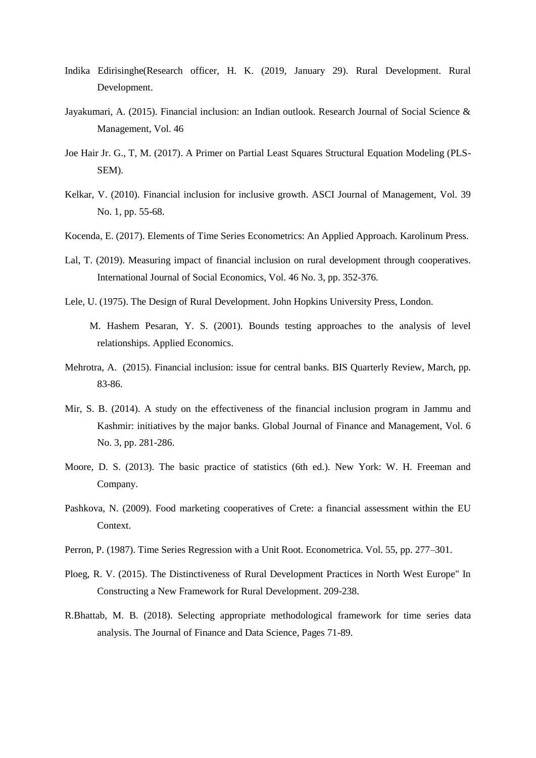Indika Edirisinghe(Research officer, H. K. (2019, January 29). Rural Development. Rural Development.

Jayakumari, A. (2015). Financial inclusion: an Indian outlook. Research Journal of Social Science & Management, Vol. 46

Joe Hair Jr. G., T, M. (2017). A Primer on Partial Least Squares Structural Equation Modeling (PLS-SEM).

Kelkar, V. (2010). Financial inclusion for inclusive growth. ASCI Journal of Management, Vol. 39 No. 1, pp. 55-68.

Kocenda, E. (2017). Elements of Time Series Econometrics: An Applied Approach. Karolinum Press.

Lal, T. (2019). Measuring impact of financial inclusion on rural development through cooperatives. International Journal of Social Economics, Vol. 46 No. 3, pp. 352-376.

Lele, U. (1975). The Design of Rural Development. John Hopkins University Press, London.

M. Hashem Pesaran, Y. S. (2001). Bounds testing approaches to the analysis of level relationships. Applied Economics.

Mehrotra, A. (2015). Financial inclusion: issue for central banks. BIS Quarterly Review, March, pp. 83-86.

Mir, S. B. (2014). A study on the effectiveness of the financial inclusion program in Jammu and Kashmir: initiatives by the major banks. Global Journal of Finance and Management, Vol. 6 No. 3, pp. 281-286.

Moore, D. S. (2013). The basic practice of statistics (6th ed.). New York: W. H. Freeman and Company.

Pashkova, N. (2009). Food marketing cooperatives of Crete: a financial assessment within the EU Context.

Perron, P. (1987). Time Series Regression with a Unit Root. Econometrica. Vol. 55, pp. 277–301.

Ploeg, R. V. (2015). The Distinctiveness of Rural Development Practices in North West Europe" In Constructing a New Framework for Rural Development. 209-238.

R.Bhattab, M. B. (2018). Selecting appropriate methodological framework for time series data analysis. The Journal of Finance and Data Science, Pages 71-89.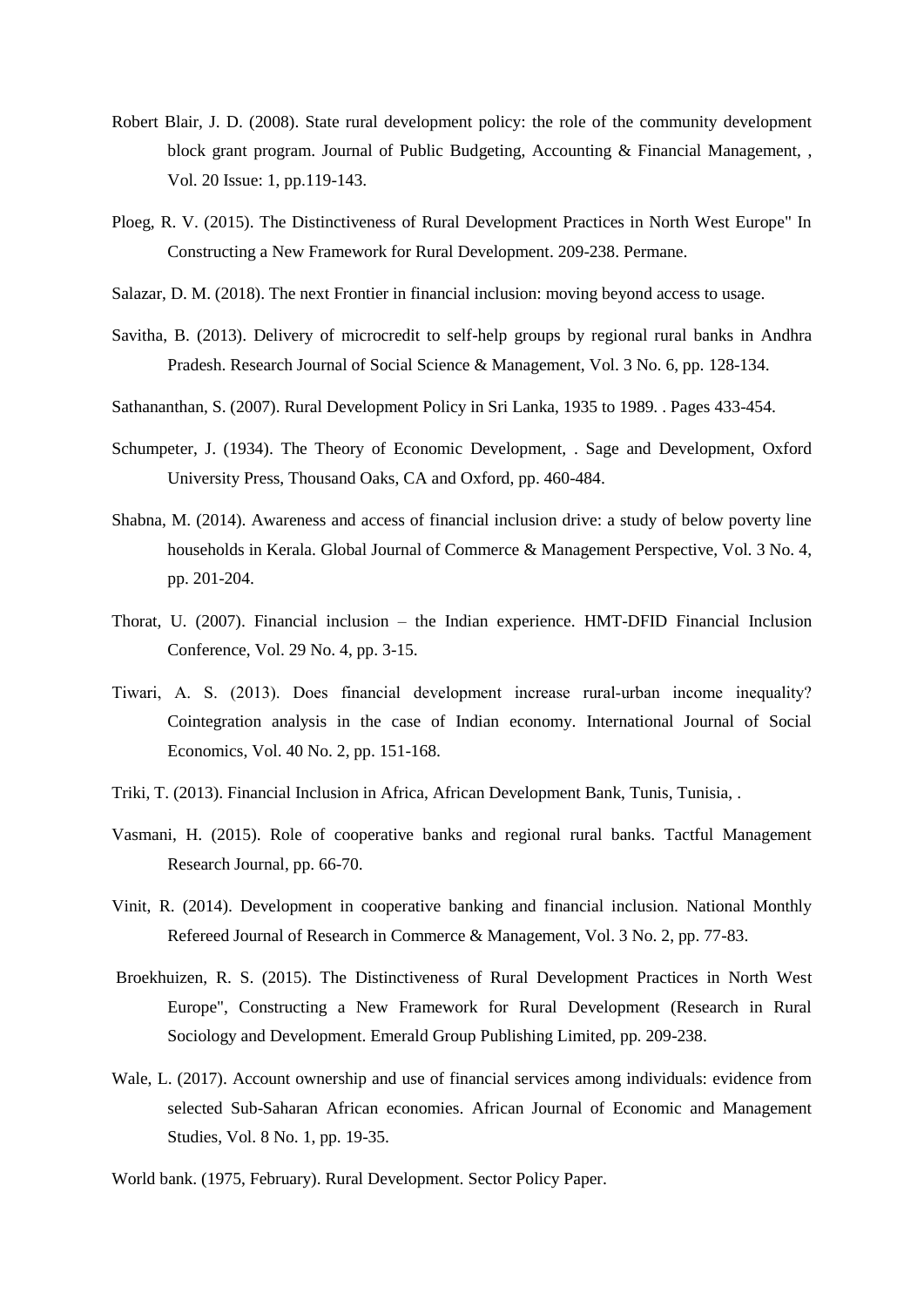Robert Blair, J. D. (2008). State rural development policy: the role of the community development block grant program. Journal of Public Budgeting, Accounting & Financial Management, , Vol. 20 Issue: 1, pp.119-143.

Ploeg, R. V. (2015). The Distinctiveness of Rural Development Practices in North West Europe" In Constructing a New Framework for Rural Development. 209-238. Permane.

Salazar, D. M. (2018). The next Frontier in financial inclusion: moving beyond access to usage.

Savitha, B. (2013). Delivery of microcredit to self-help groups by regional rural banks in Andhra Pradesh. Research Journal of Social Science & Management, Vol. 3 No. 6, pp. 128-134.

Sathananthan, S. (2007). Rural Development Policy in Sri Lanka, 1935 to 1989. . Pages 433-454.

Schumpeter, J. (1934). The Theory of Economic Development, . Sage and Development, Oxford University Press, Thousand Oaks, CA and Oxford, pp. 460-484.

Shabna, M. (2014). Awareness and access of financial inclusion drive: a study of below poverty line households in Kerala. Global Journal of Commerce & Management Perspective, Vol. 3 No. 4, pp. 201-204.

Thorat, U. (2007). Financial inclusion – the Indian experience. HMT-DFID Financial Inclusion Conference, Vol. 29 No. 4, pp. 3-15.

Tiwari, A. S. (2013). Does financial development increase rural-urban income inequality? Cointegration analysis in the case of Indian economy. International Journal of Social Economics, Vol. 40 No. 2, pp. 151-168.

Triki, T. (2013). Financial Inclusion in Africa, African Development Bank, Tunis, Tunisia, .

Vasmani, H. (2015). Role of cooperative banks and regional rural banks. Tactful Management Research Journal, pp. 66-70.

Vinit, R. (2014). Development in cooperative banking and financial inclusion. National Monthly Refereed Journal of Research in Commerce & Management, Vol. 3 No. 2, pp. 77-83.

Broekhuizen, R. S. (2015). The Distinctiveness of Rural Development Practices in North West Europe", Constructing a New Framework for Rural Development (Research in Rural Sociology and Development. Emerald Group Publishing Limited, pp. 209-238.

Wale, L. (2017). Account ownership and use of financial services among individuals: evidence from selected Sub-Saharan African economies. African Journal of Economic and Management Studies, Vol. 8 No. 1, pp. 19-35.

World bank. (1975, February). Rural Development. Sector Policy Paper.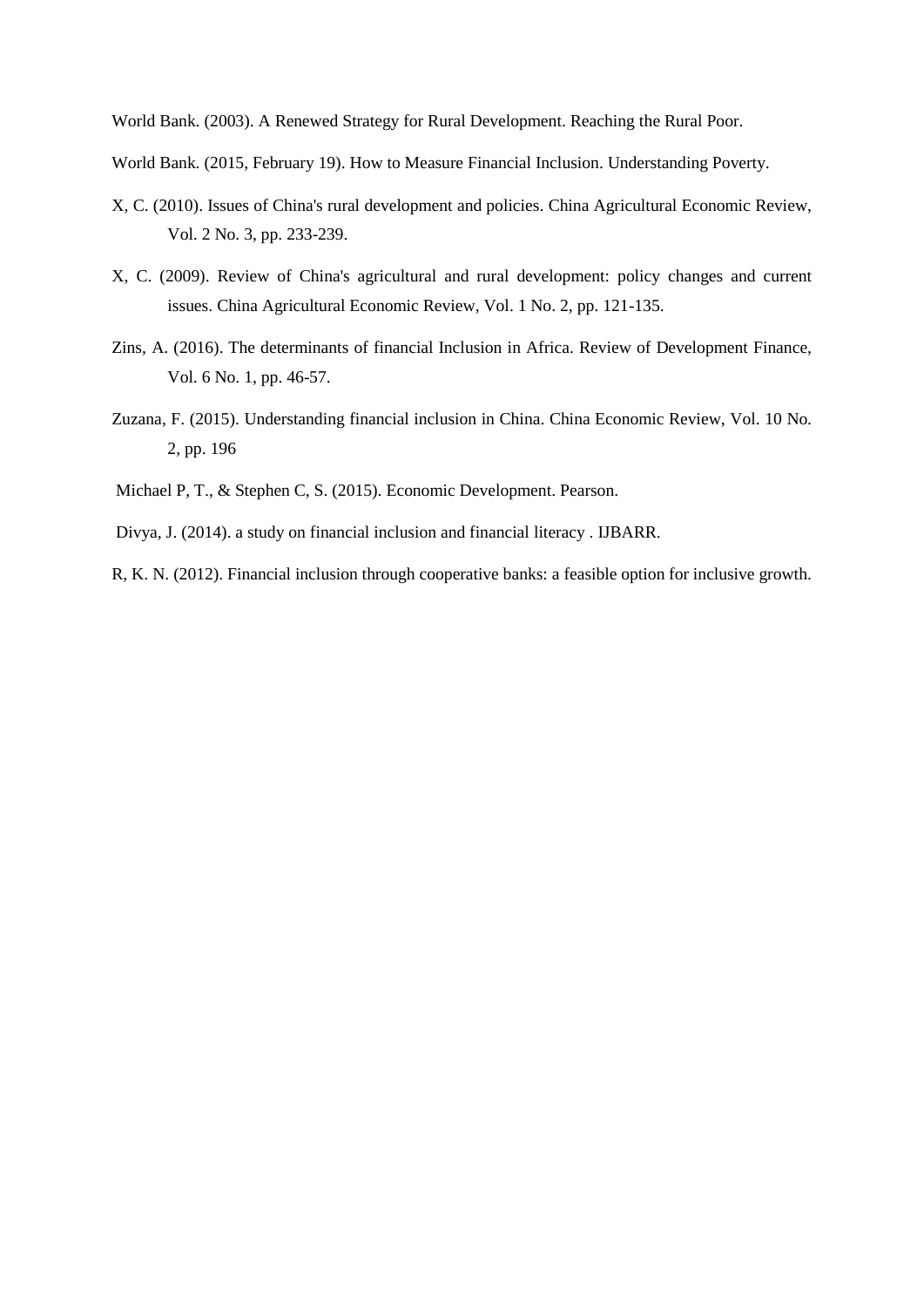World Bank. (2003). A Renewed Strategy for Rural Development. Reaching the Rural Poor.

World Bank. (2015, February 19). How to Measure Financial Inclusion. Understanding Poverty.

X, C. (2010). Issues of China's rural development and policies. China Agricultural Economic Review, Vol. 2 No. 3, pp. 233-239.

X, C. (2009). Review of China's agricultural and rural development: policy changes and current issues. China Agricultural Economic Review, Vol. 1 No. 2, pp. 121-135.

Zins, A. (2016). The determinants of financial Inclusion in Africa. Review of Development Finance, Vol. 6 No. 1, pp. 46-57.

Zuzana, F. (2015). Understanding financial inclusion in China. China Economic Review, Vol. 10 No. 2, pp. 196

Michael P, T., & Stephen C, S. (2015). Economic Development. Pearson.

Divya, J. (2014). a study on financial inclusion and financial literacy . IJBARR.

R, K. N. (2012). Financial inclusion through cooperative banks: a feasible option for inclusive growth.